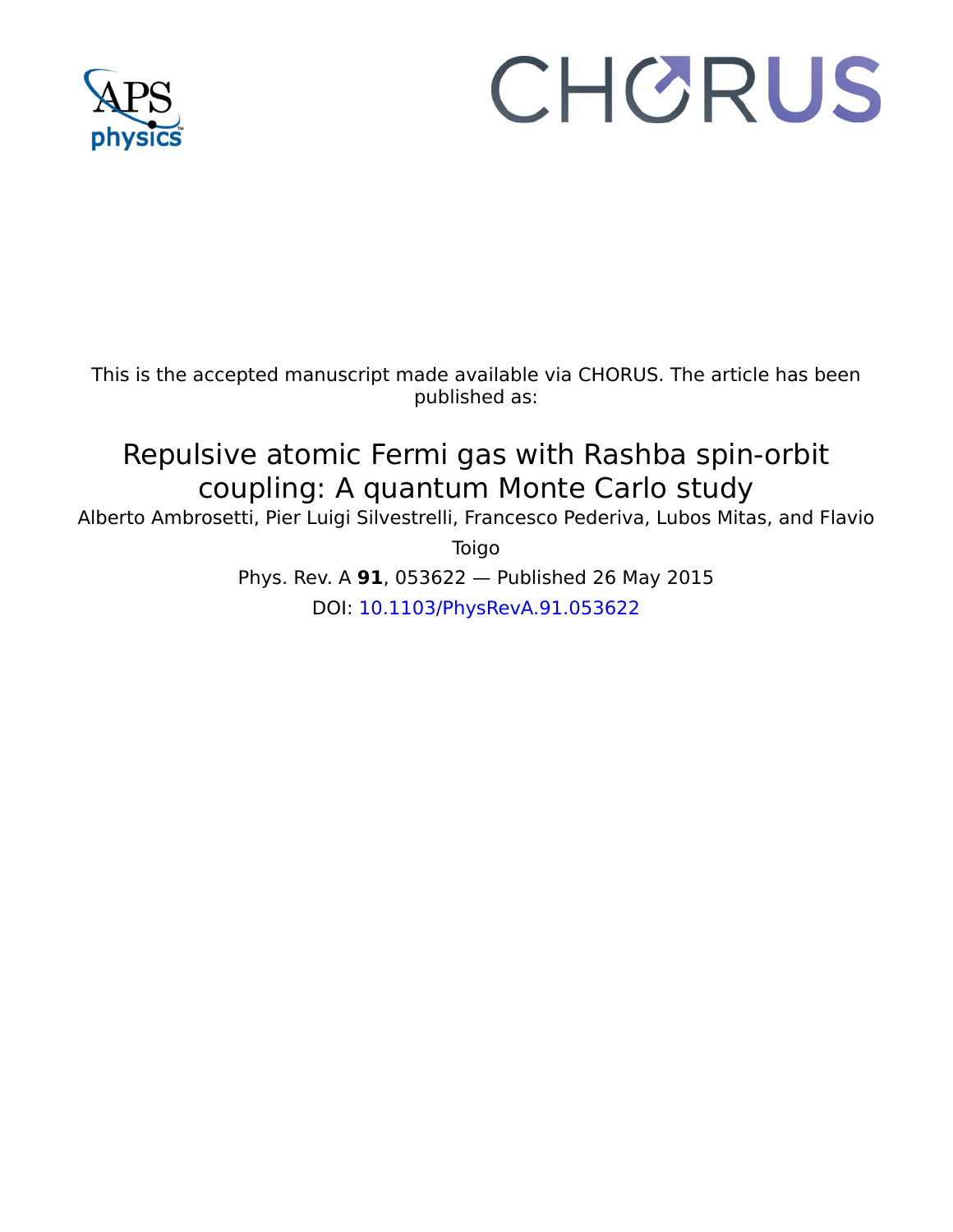This is the accepted manuscript made available via CHORUS. The article has been published as:

# Repulsive atomic Fermi gas with Rashba spin-orbit coupling: A quantum Monte Carlo study

Alberto Ambrosetti, Pier Luigi Silvestrelli, Francesco Pederiva, Lubos Mitas, and Flavio Toigo

Phys. Rev. A **91**, 053622 — Published 26 May 2015

DOI: 10.1103/PhysRevA.91.053622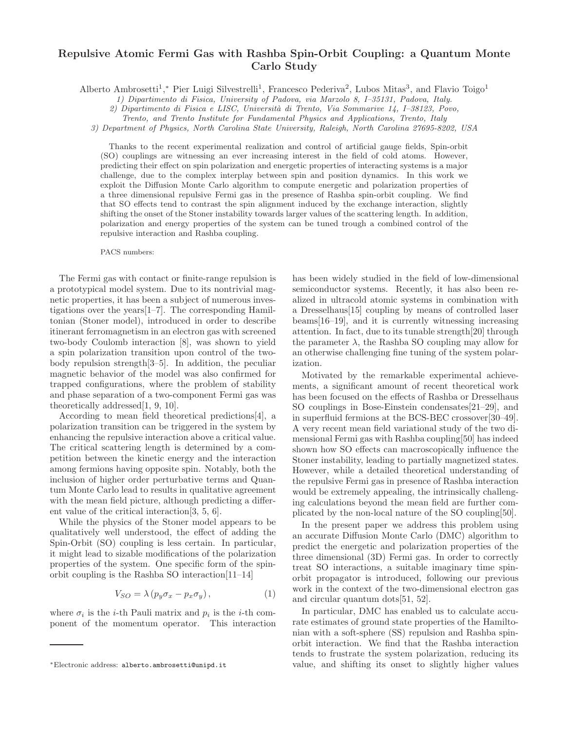# Repulsive Atomic Fermi Gas with Rashba Spin-Orbit Coupling: a Quantum Monte Carlo Study

Alberto Ambrosetti[1],* Pier Luigi Silvestrelli[1], Francesco Pederiva[2], Lubos Mitas[3], and Flavio Toigo[1]

*1) Dipartimento di Fisica, University of Padova, via Marzolo 8, I–35131, Padova, Italy.*
*2) Dipartimento di Fisica e LISC, Università di Trento, Via Sommarive 14, I–38123, Povo, Trento, and Trento Institute for Fundamental Physics and Applications, Trento, Italy*
*3) Department of Physics, North Carolina State University, Raleigh, North Carolina 27695-8202, USA*

Thanks to the recent experimental realization and control of artificial gauge fields, Spin-orbit (SO) couplings are witnessing an ever increasing interest in the field of cold atoms. However, predicting their effect on spin polarization and energetic properties of interacting systems is a major challenge, due to the complex interplay between spin and position dynamics. In this work we exploit the Diffusion Monte Carlo algorithm to compute energetic and polarization properties of a three dimensional repulsive Fermi gas in the presence of Rashba spin-orbit coupling. We find that SO effects tend to contrast the spin alignment induced by the exchange interaction, slightly shifting the onset of the Stoner instability towards larger values of the scattering length. In addition, polarization and energy properties of the system can be tuned trough a combined control of the repulsive interaction and Rashba coupling.

PACS numbers:

The Fermi gas with contact or finite-range repulsion is a prototypical model system. Due to its nontrivial magnetic properties, it has been a subject of numerous investigations over the years[1–7]. The corresponding Hamiltonian (Stoner model), introduced in order to describe itinerant ferromagnetism in an electron gas with screened two-body Coulomb interaction [8], was shown to yield a spin polarization transition upon control of the two-body repulsion strength[3–5]. In addition, the peculiar magnetic behavior of the model was also confirmed for trapped configurations, where the problem of stability and phase separation of a two-component Fermi gas was theoretically addressed[1, 9, 10].

According to mean field theoretical predictions[4], a polarization transition can be triggered in the system by enhancing the repulsive interaction above a critical value. The critical scattering length is determined by a competition between the kinetic energy and the interaction among fermions having opposite spin. Notably, both the inclusion of higher order perturbative terms and Quantum Monte Carlo lead to results in qualitative agreement with the mean field picture, although predicting a different value of the critical interaction[3, 5, 6].

While the physics of the Stoner model appears to be qualitatively well understood, the effect of adding the Spin-Orbit (SO) coupling is less certain. In particular, it might lead to sizable modifications of the polarization properties of the system. One specific form of the spin-orbit coupling is the Rashba SO interaction[11–14]

$$V_{SO} = \lambda \left( p_y \sigma_x - p_x \sigma_y \right), \tag{1}$$

where $\sigma_i$ is the $i$-th Pauli matrix and $p_i$ is the $i$-th component of the momentum operator. This interaction has been widely studied in the field of low-dimensional semiconductor systems. Recently, it has also been realized in ultracold atomic systems in combination with a Dresselhaus[15] coupling by means of controlled laser beams[16–19], and it is currently witnessing increasing attention. In fact, due to its tunable strength[20] through the parameter $\lambda$, the Rashba SO coupling may allow for an otherwise challenging fine tuning of the system polarization.

Motivated by the remarkable experimental achievements, a significant amount of recent theoretical work has been focused on the effects of Rashba or Dresselhaus SO couplings in Bose-Einstein condensates[21–29], and in superfluid fermions at the BCS-BEC crossover[30–49]. A very recent mean field variational study of the two dimensional Fermi gas with Rashba coupling[50] has indeed shown how SO effects can macroscopically influence the Stoner instability, leading to partially magnetized states. However, while a detailed theoretical understanding of the repulsive Fermi gas in presence of Rashba interaction would be extremely appealing, the intrinsically challenging calculations beyond the mean field are further complicated by the non-local nature of the SO coupling[50].

In the present paper we address this problem using an accurate Diffusion Monte Carlo (DMC) algorithm to predict the energetic and polarization properties of the three dimensional (3D) Fermi gas. In order to correctly treat SO interactions, a suitable imaginary time spin-orbit propagator is introduced, following our previous work in the context of the two-dimensional electron gas and circular quantum dots[51, 52].

In particular, DMC has enabled us to calculate accurate estimates of ground state properties of the Hamiltonian with a soft-sphere (SS) repulsion and Rashba spin-orbit interaction. We find that the Rashba interaction tends to frustrate the system polarization, reducing its value, and shifting its onset to slightly higher values

*Electronic address: alberto.ambrosetti@unipd.it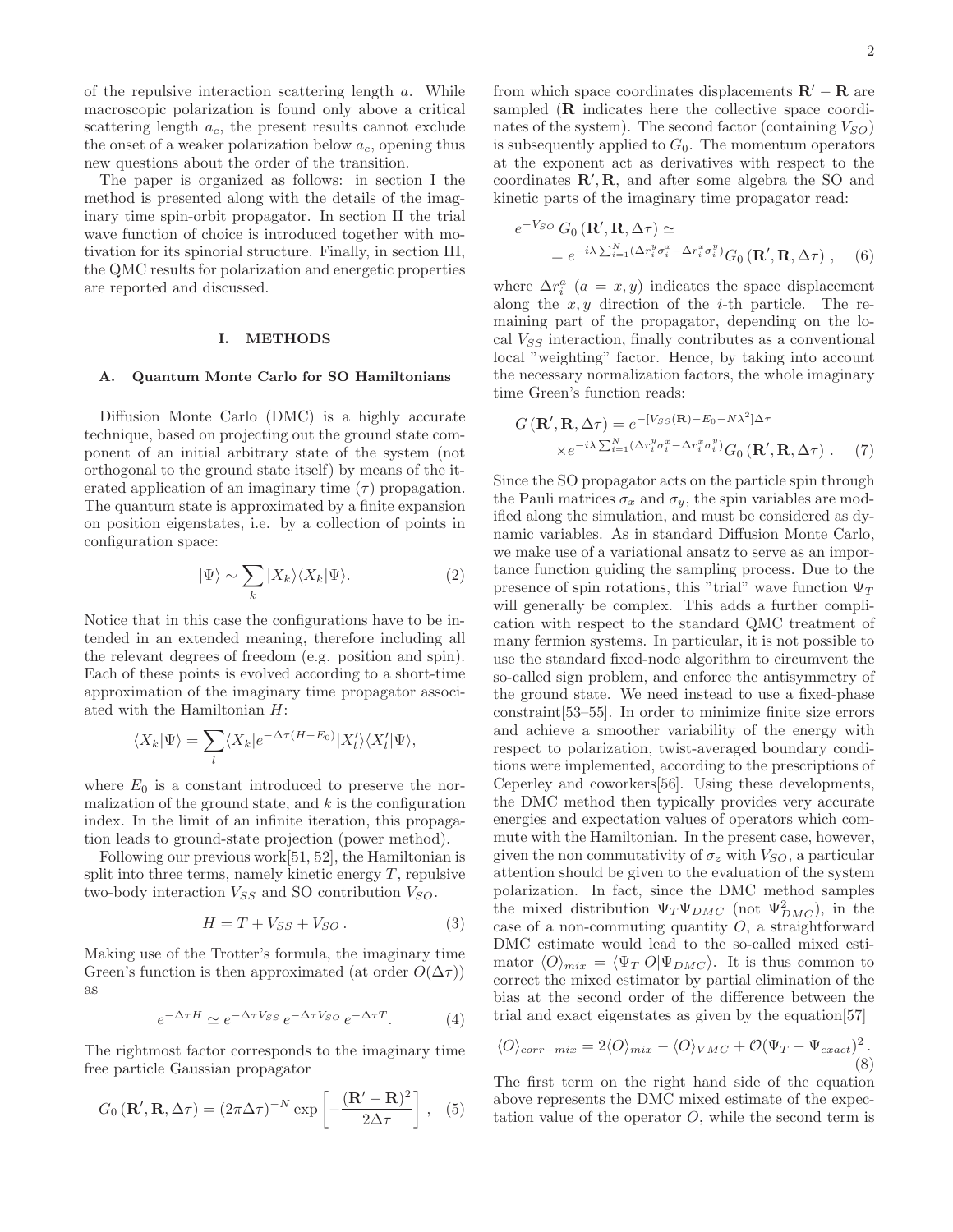of the repulsive interaction scattering length $a$. While macroscopic polarization is found only above a critical scattering length $a_c$, the present results cannot exclude the onset of a weaker polarization below $a_c$, opening thus new questions about the order of the transition.

The paper is organized as follows: in section I the method is presented along with the details of the imaginary time spin-orbit propagator. In section II the trial wave function of choice is introduced together with motivation for its spinorial structure. Finally, in section III, the QMC results for polarization and energetic properties are reported and discussed.

# I. METHODS

## A. Quantum Monte Carlo for SO Hamiltonians

Diffusion Monte Carlo (DMC) is a highly accurate technique, based on projecting out the ground state component of an initial arbitrary state of the system (not orthogonal to the ground state itself) by means of the iterated application of an imaginary time ($\tau$) propagation. The quantum state is approximated by a finite expansion on position eigenstates, i.e. by a collection of points in configuration space:

$$|\Psi\rangle \sim \sum_k |X_k\rangle\langle X_k|\Psi\rangle. \quad (2)$$

Notice that in this case the configurations have to be intended in an extended meaning, therefore including all the relevant degrees of freedom (e.g. position and spin). Each of these points is evolved according to a short-time approximation of the imaginary time propagator associated with the Hamiltonian $H$:

$$\langle X_k|\Psi\rangle = \sum_l \langle X_k|e^{-\Delta\tau(H-E_0)}|X_l'\rangle\langle X_l'|\Psi\rangle,$$

where $E_0$ is a constant introduced to preserve the normalization of the ground state, and $k$ is the configuration index. In the limit of an infinite iteration, this propagation leads to ground-state projection (power method).

Following our previous work[51, 52], the Hamiltonian is split into three terms, namely kinetic energy $T$, repulsive two-body interaction $V_{SS}$ and SO contribution $V_{SO}$.

$$H = T + V_{SS} + V_{SO}\,. \quad (3)$$

Making use of the Trotter's formula, the imaginary time Green's function is then approximated (at order $O(\Delta\tau)$) as

$$e^{-\Delta\tau H} \simeq e^{-\Delta\tau V_{SS}}\, e^{-\Delta\tau V_{SO}}\, e^{-\Delta\tau T}. \quad (4)$$

The rightmost factor corresponds to the imaginary time free particle Gaussian propagator

$$G_0\left(\mathbf{R}',\mathbf{R},\Delta\tau\right) = (2\pi\Delta\tau)^{-N}\exp\left[-\frac{(\mathbf{R}'-\mathbf{R})^2}{2\Delta\tau}\right], \quad (5)$$

from which space coordinates displacements $\mathbf{R}'-\mathbf{R}$ are sampled ($\mathbf{R}$ indicates here the collective space coordinates of the system). The second factor (containing $V_{SO}$) is subsequently applied to $G_0$. The momentum operators at the exponent act as derivatives with respect to the coordinates $\mathbf{R}',\mathbf{R}$, and after some algebra the SO and kinetic parts of the imaginary time propagator read:

$$\begin{aligned} e^{-V_{SO}}\, G_0\left(\mathbf{R}',\mathbf{R},\Delta\tau\right) &\simeq \\ &= e^{-i\lambda\sum_{i=1}^N(\Delta r_i^y\sigma_i^x - \Delta r_i^x\sigma_i^y)} G_0\left(\mathbf{R}',\mathbf{R},\Delta\tau\right)\,, \end{aligned} \quad (6)$$

where $\Delta r_i^a$ ($a = x, y$) indicates the space displacement along the $x, y$ direction of the $i$-th particle. The remaining part of the propagator, depending on the local $V_{SS}$ interaction, finally contributes as a conventional local "weighting" factor. Hence, by taking into account the necessary normalization factors, the whole imaginary time Green's function reads:

$$\begin{aligned} G\left(\mathbf{R}',\mathbf{R},\Delta\tau\right) &= e^{-[V_{SS}(\mathbf{R})-E_0-N\lambda^2]\Delta\tau} \\ &\times e^{-i\lambda\sum_{i=1}^N(\Delta r_i^y\sigma_i^x - \Delta r_i^x\sigma_i^y)} G_0\left(\mathbf{R}',\mathbf{R},\Delta\tau\right)\,. \end{aligned} \quad (7)$$

Since the SO propagator acts on the particle spin through the Pauli matrices $\sigma_x$ and $\sigma_y$, the spin variables are modified along the simulation, and must be considered as dynamic variables. As in standard Diffusion Monte Carlo, we make use of a variational ansatz to serve as an importance function guiding the sampling process. Due to the presence of spin rotations, this "trial" wave function $\Psi_T$ will generally be complex. This adds a further complication with respect to the standard QMC treatment of many fermion systems. In particular, it is not possible to use the standard fixed-node algorithm to circumvent the so-called sign problem, and enforce the antisymmetry of the ground state. We need instead to use a fixed-phase constraint[53–55]. In order to minimize finite size errors and achieve a smoother variability of the energy with respect to polarization, twist-averaged boundary conditions were implemented, according to the prescriptions of Ceperley and coworkers[56]. Using these developments, the DMC method then typically provides very accurate energies and expectation values of operators which commute with the Hamiltonian. In the present case, however, given the non commutativity of $\sigma_z$ with $V_{SO}$, a particular attention should be given to the evaluation of the system polarization. In fact, since the DMC method samples the mixed distribution $\Psi_T\Psi_{DMC}$ (not $\Psi_{DMC}^2$), in the case of a non-commuting quantity $O$, a straightforward DMC estimate would lead to the so-called mixed estimator $\langle O\rangle_{mix} = \langle\Psi_T|O|\Psi_{DMC}\rangle$. It is thus common to correct the mixed estimator by partial elimination of the bias at the second order of the difference between the trial and exact eigenstates as given by the equation[57]

$$\langle O\rangle_{corr-mix} = 2\langle O\rangle_{mix} - \langle O\rangle_{VMC} + \mathcal{O}(\Psi_T - \Psi_{exact})^2\,. \quad (8)$$

The first term on the right hand side of the equation above represents the DMC mixed estimate of the expectation value of the operator $O$, while the second term is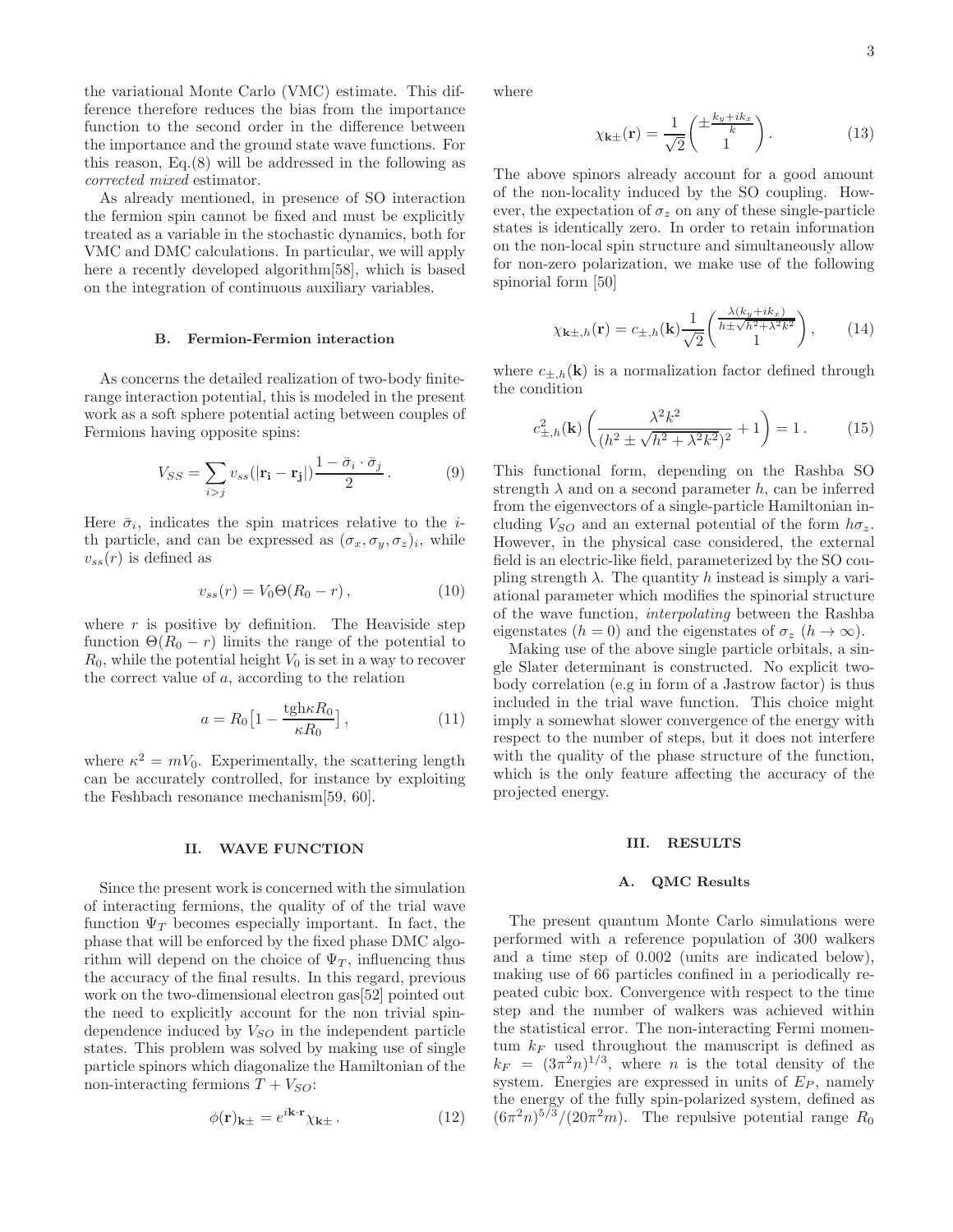the variational Monte Carlo (VMC) estimate. This difference therefore reduces the bias from the importance function to the second order in the difference between the importance and the ground state wave functions. For this reason, Eq.(8) will be addressed in the following as *corrected mixed* estimator.

As already mentioned, in presence of SO interaction the fermion spin cannot be fixed and must be explicitly treated as a variable in the stochastic dynamics, both for VMC and DMC calculations. In particular, we will apply here a recently developed algorithm[58], which is based on the integration of continuous auxiliary variables.

### B. Fermion-Fermion interaction

As concerns the detailed realization of two-body finite-range interaction potential, this is modeled in the present work as a soft sphere potential acting between couples of Fermions having opposite spins:

$$V_{SS} = \sum_{i>j} v_{ss}(|\mathbf{r_i} - \mathbf{r_j}|) \frac{1 - \bar{\sigma}_i \cdot \bar{\sigma}_j}{2} . \tag{9}$$

Here $\bar{\sigma}_i$, indicates the spin matrices relative to the $i$-th particle, and can be expressed as $(\sigma_x, \sigma_y, \sigma_z)_i$, while $v_{ss}(r)$ is defined as

$$v_{ss}(r) = V_0 \Theta(R_0 - r) , \tag{10}$$

where $r$ is positive by definition. The Heaviside step function $\Theta(R_0 - r)$ limits the range of the potential to $R_0$, while the potential height $V_0$ is set in a way to recover the correct value of $a$, according to the relation

$$a = R_0 \big[1 - \frac{\mathrm{tgh} \kappa R_0}{\kappa R_0}\big] , \tag{11}$$

where $\kappa^2 = m V_0$. Experimentally, the scattering length can be accurately controlled, for instance by exploiting the Feshbach resonance mechanism[59, 60].

## II. WAVE FUNCTION

Since the present work is concerned with the simulation of interacting fermions, the quality of of the trial wave function $\Psi_T$ becomes especially important. In fact, the phase that will be enforced by the fixed phase DMC algorithm will depend on the choice of $\Psi_T$, influencing thus the accuracy of the final results. In this regard, previous work on the two-dimensional electron gas[52] pointed out the need to explicitly account for the non trivial spin-dependence induced by $V_{SO}$ in the independent particle states. This problem was solved by making use of single particle spinors which diagonalize the Hamiltonian of the non-interacting fermions $T + V_{SO}$:

$$\phi(\mathbf{r})_{\mathbf{k}\pm} = e^{i\mathbf{k}\cdot\mathbf{r}} \chi_{\mathbf{k}\pm} . \tag{12}$$

where

$$\chi_{\mathbf{k}\pm}(\mathbf{r}) = \frac{1}{\sqrt{2}} \begin{pmatrix} \pm \frac{k_y + i k_x}{k} \\ 1 \end{pmatrix} . \tag{13}$$

The above spinors already account for a good amount of the non-locality induced by the SO coupling. However, the expectation of $\sigma_z$ on any of these single-particle states is identically zero. In order to retain information on the non-local spin structure and simultaneously allow for non-zero polarization, we make use of the following spinorial form [50]

$$\chi_{\mathbf{k}\pm,h}(\mathbf{r}) = c_{\pm,h}(\mathbf{k}) \frac{1}{\sqrt{2}} \begin{pmatrix} \frac{\lambda(k_y + i k_x)}{h \pm \sqrt{h^2 + \lambda^2 k^2}} \\ 1 \end{pmatrix} , \tag{14}$$

where $c_{\pm,h}(\mathbf{k})$ is a normalization factor defined through the condition

$$c^2_{\pm,h}(\mathbf{k}) \left( \frac{\lambda^2 k^2}{(h^2 \pm \sqrt{h^2 + \lambda^2 k^2})^2} + 1 \right) = 1 . \tag{15}$$

This functional form, depending on the Rashba SO strength $\lambda$ and on a second parameter $h$, can be inferred from the eigenvectors of a single-particle Hamiltonian including $V_{SO}$ and an external potential of the form $h\sigma_z$. However, in the physical case considered, the external field is an electric-like field, parameterized by the SO coupling strength $\lambda$. The quantity $h$ instead is simply a variational parameter which modifies the spinorial structure of the wave function, *interpolating* between the Rashba eigenstates ($h = 0$) and the eigenstates of $\sigma_z$ ($h \to \infty$).

Making use of the above single particle orbitals, a single Slater determinant is constructed. No explicit two-body correlation (e.g in form of a Jastrow factor) is thus included in the trial wave function. This choice might imply a somewhat slower convergence of the energy with respect to the number of steps, but it does not interfere with the quality of the phase structure of the function, which is the only feature affecting the accuracy of the projected energy.

## III. RESULTS

### A. QMC Results

The present quantum Monte Carlo simulations were performed with a reference population of 300 walkers and a time step of 0.002 (units are indicated below), making use of 66 particles confined in a periodically repeated cubic box. Convergence with respect to the time step and the number of walkers was achieved within the statistical error. The non-interacting Fermi momentum $k_F$ used throughout the manuscript is defined as $k_F = (3\pi^2 n)^{1/3}$, where $n$ is the total density of the system. Energies are expressed in units of $E_P$, namely the energy of the fully spin-polarized system, defined as $(6\pi^2 n)^{5/3}/(20\pi^2 m)$. The repulsive potential range $R_0$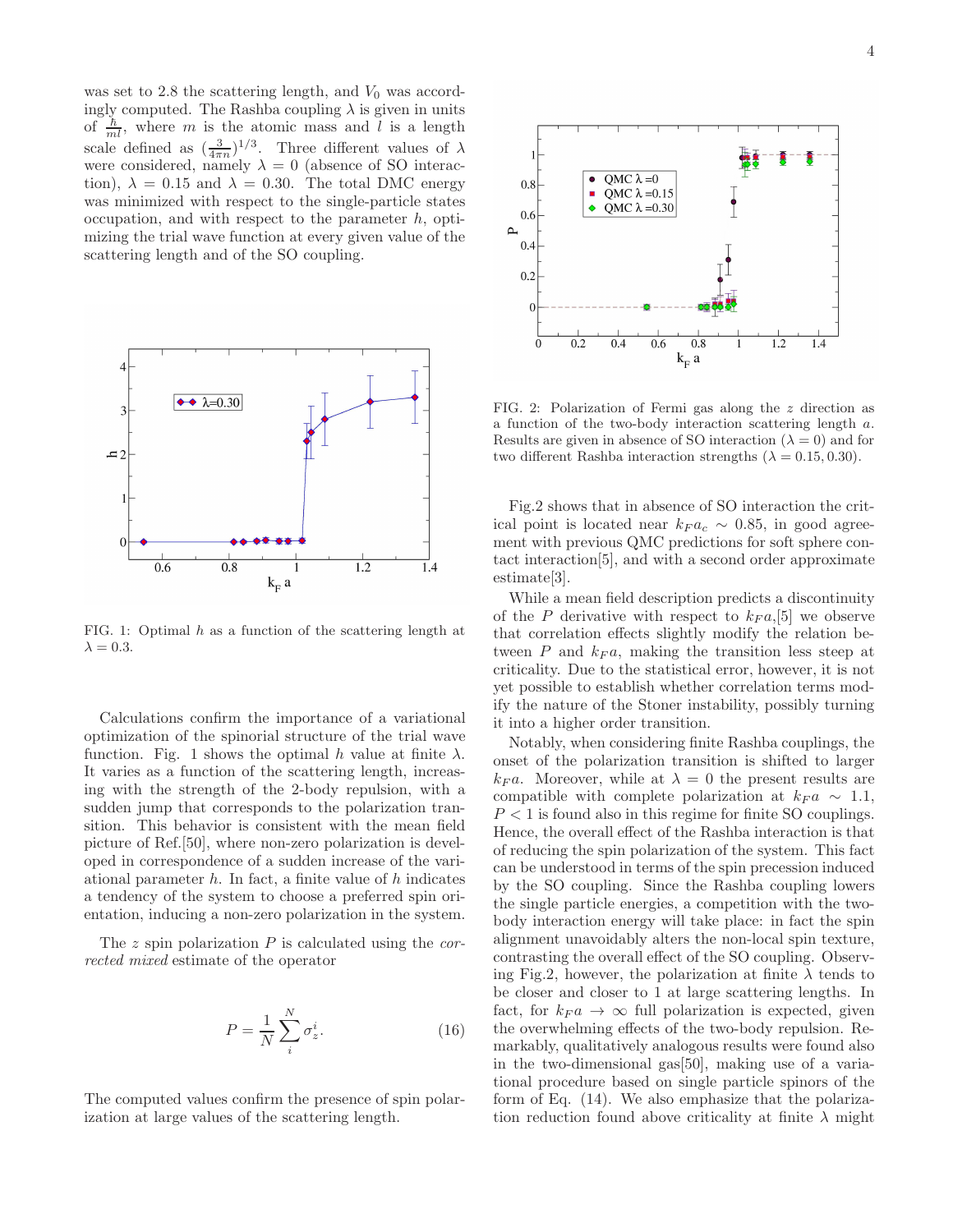was set to 2.8 the scattering length, and $V_0$ was accordingly computed. The Rashba coupling $\lambda$ is given in units of $\frac{\hbar}{ml}$, where $m$ is the atomic mass and $l$ is a length scale defined as $(\frac{3}{4\pi n})^{1/3}$. Three different values of $\lambda$ were considered, namely $\lambda = 0$ (absence of SO interaction), $\lambda = 0.15$ and $\lambda = 0.30$. The total DMC energy was minimized with respect to the single-particle states occupation, and with respect to the parameter $h$, optimizing the trial wave function at every given value of the scattering length and of the SO coupling.

FIG. 1: Optimal $h$ as a function of the scattering length at $\lambda = 0.3$.

Calculations confirm the importance of a variational optimization of the spinorial structure of the trial wave function. Fig. 1 shows the optimal $h$ value at finite $\lambda$. It varies as a function of the scattering length, increasing with the strength of the 2-body repulsion, with a sudden jump that corresponds to the polarization transition. This behavior is consistent with the mean field picture of Ref.[50], where non-zero polarization is developed in correspondence of a sudden increase of the variational parameter $h$. In fact, a finite value of $h$ indicates a tendency of the system to choose a preferred spin orientation, inducing a non-zero polarization in the system.

The $z$ spin polarization $P$ is calculated using the *corrected mixed* estimate of the operator

$$P = \frac{1}{N}\sum_{i}^{N}\sigma_z^i. \tag{16}$$

The computed values confirm the presence of spin polarization at large values of the scattering length.

FIG. 2: Polarization of Fermi gas along the $z$ direction as a function of the two-body interaction scattering length $a$. Results are given in absence of SO interaction ($\lambda = 0$) and for two different Rashba interaction strengths ($\lambda = 0.15, 0.30$).

Fig.2 shows that in absence of SO interaction the critical point is located near $k_F a_c \sim 0.85$, in good agreement with previous QMC predictions for soft sphere contact interaction[5], and with a second order approximate estimate[3].

While a mean field description predicts a discontinuity of the $P$ derivative with respect to $k_F a$,[5] we observe that correlation effects slightly modify the relation between $P$ and $k_F a$, making the transition less steep at criticality. Due to the statistical error, however, it is not yet possible to establish whether correlation terms modify the nature of the Stoner instability, possibly turning it into a higher order transition.

Notably, when considering finite Rashba couplings, the onset of the polarization transition is shifted to larger $k_F a$. Moreover, while at $\lambda = 0$ the present results are compatible with complete polarization at $k_F a \sim 1.1$, $P < 1$ is found also in this regime for finite SO couplings. Hence, the overall effect of the Rashba interaction is that of reducing the spin polarization of the system. This fact can be understood in terms of the spin precession induced by the SO coupling. Since the Rashba coupling lowers the single particle energies, a competition with the two-body interaction energy will take place: in fact the spin alignment unavoidably alters the non-local spin texture, contrasting the overall effect of the SO coupling. Observing Fig.2, however, the polarization at finite $\lambda$ tends to be closer and closer to 1 at large scattering lengths. In fact, for $k_F a \to \infty$ full polarization is expected, given the overwhelming effects of the two-body repulsion. Remarkably, qualitatively analogous results were found also in the two-dimensional gas[50], making use of a variational procedure based on single particle spinors of the form of Eq. (14). We also emphasize that the polarization reduction found above criticality at finite $\lambda$ might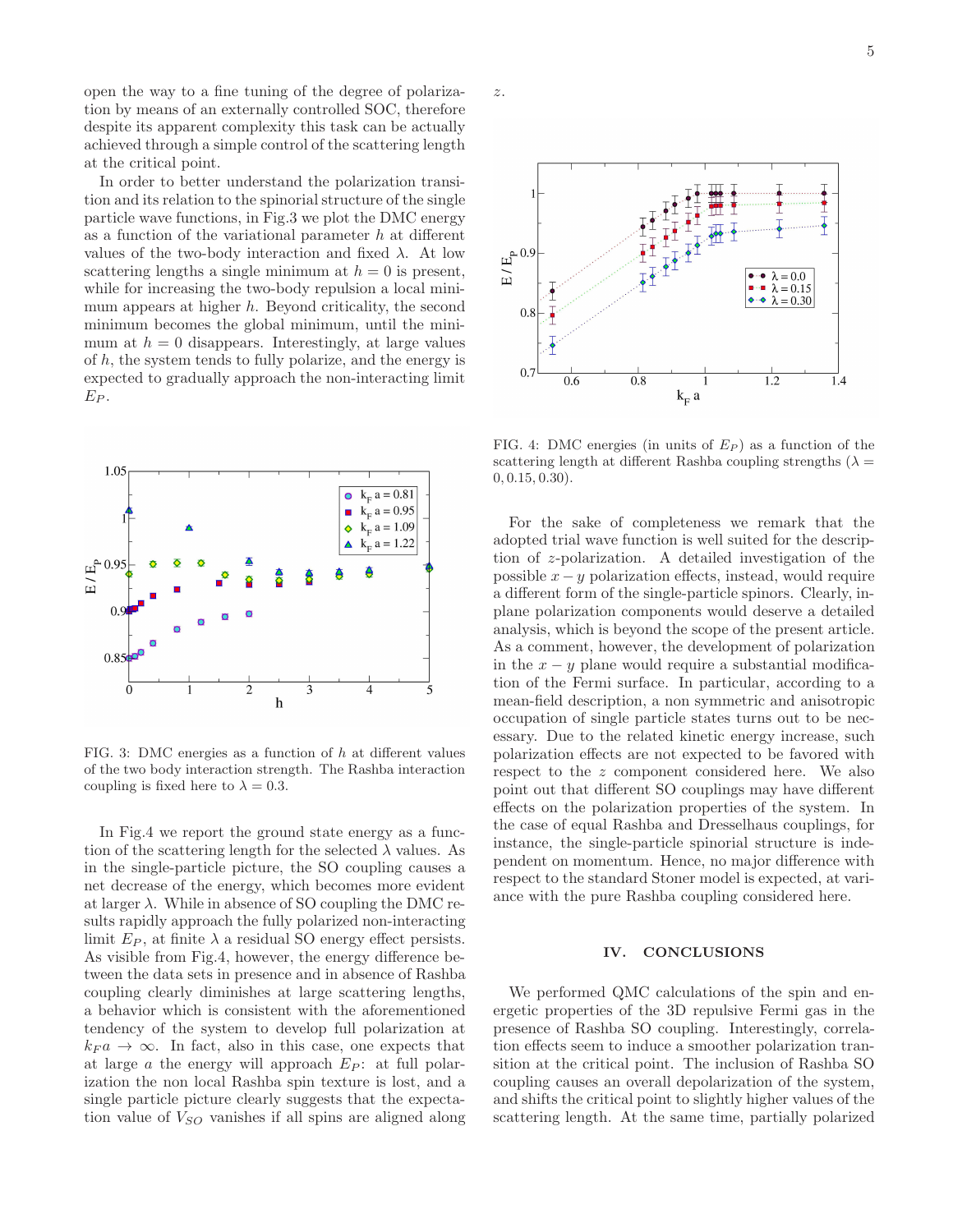open the way to a fine tuning of the degree of polarization by means of an externally controlled SOC, therefore despite its apparent complexity this task can be actually achieved through a simple control of the scattering length at the critical point.

In order to better understand the polarization transition and its relation to the spinorial structure of the single particle wave functions, in Fig.3 we plot the DMC energy as a function of the variational parameter $h$ at different values of the two-body interaction and fixed $\lambda$. At low scattering lengths a single minimum at $h = 0$ is present, while for increasing the two-body repulsion a local minimum appears at higher $h$. Beyond criticality, the second minimum becomes the global minimum, until the minimum at $h = 0$ disappears. Interestingly, at large values of $h$, the system tends to fully polarize, and the energy is expected to gradually approach the non-interacting limit $E_P$.

FIG. 3: DMC energies as a function of $h$ at different values of the two body interaction strength. The Rashba interaction coupling is fixed here to $\lambda = 0.3$.

In Fig.4 we report the ground state energy as a function of the scattering length for the selected $\lambda$ values. As in the single-particle picture, the SO coupling causes a net decrease of the energy, which becomes more evident at larger $\lambda$. While in absence of SO coupling the DMC results rapidly approach the fully polarized non-interacting limit $E_P$, at finite $\lambda$ a residual SO energy effect persists. As visible from Fig.4, however, the energy difference between the data sets in presence and in absence of Rashba coupling clearly diminishes at large scattering lengths, a behavior which is consistent with the aforementioned tendency of the system to develop full polarization at $k_F a \to \infty$. In fact, also in this case, one expects that at large $a$ the energy will approach $E_P$: at full polarization the non local Rashba spin texture is lost, and a single particle picture clearly suggests that the expectation value of $V_{SO}$ vanishes if all spins are aligned along $z$.

FIG. 4: DMC energies (in units of $E_P$) as a function of the scattering length at different Rashba coupling strengths ($\lambda = 0, 0.15, 0.30$).

For the sake of completeness we remark that the adopted trial wave function is well suited for the description of $z$-polarization. A detailed investigation of the possible $x-y$ polarization effects, instead, would require a different form of the single-particle spinors. Clearly, in-plane polarization components would deserve a detailed analysis, which is beyond the scope of the present article. As a comment, however, the development of polarization in the $x-y$ plane would require a substantial modification of the Fermi surface. In particular, according to a mean-field description, a non symmetric and anisotropic occupation of single particle states turns out to be necessary. Due to the related kinetic energy increase, such polarization effects are not expected to be favored with respect to the $z$ component considered here. We also point out that different SO couplings may have different effects on the polarization properties of the system. In the case of equal Rashba and Dresselhaus couplings, for instance, the single-particle spinorial structure is independent on momentum. Hence, no major difference with respect to the standard Stoner model is expected, at variance with the pure Rashba coupling considered here.

## IV. CONCLUSIONS

We performed QMC calculations of the spin and energetic properties of the 3D repulsive Fermi gas in the presence of Rashba SO coupling. Interestingly, correlation effects seem to induce a smoother polarization transition at the critical point. The inclusion of Rashba SO coupling causes an overall depolarization of the system, and shifts the critical point to slightly higher values of the scattering length. At the same time, partially polarized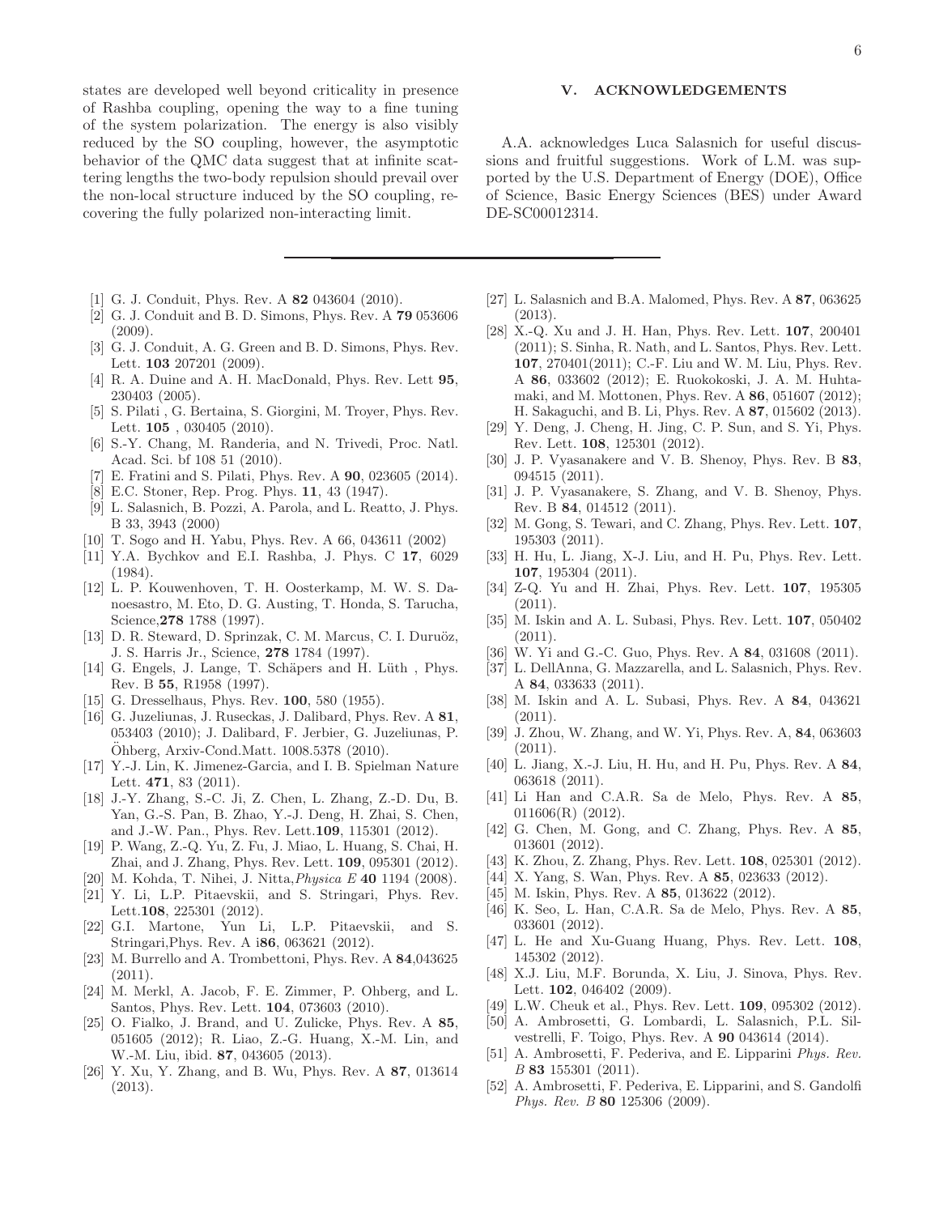states are developed well beyond criticality in presence of Rashba coupling, opening the way to a fine tuning of the system polarization. The energy is also visibly reduced by the SO coupling, however, the asymptotic behavior of the QMC data suggest that at infinite scattering lengths the two-body repulsion should prevail over the non-local structure induced by the SO coupling, recovering the fully polarized non-interacting limit.

## V. ACKNOWLEDGEMENTS

A.A. acknowledges Luca Salasnich for useful discussions and fruitful suggestions. Work of L.M. was supported by the U.S. Department of Energy (DOE), Office of Science, Basic Energy Sciences (BES) under Award DE-SC00012314.

---

[1] G. J. Conduit, Phys. Rev. A **82** 043604 (2010).

[2] G. J. Conduit and B. D. Simons, Phys. Rev. A **79** 053606 (2009).

[3] G. J. Conduit, A. G. Green and B. D. Simons, Phys. Rev. Lett. **103** 207201 (2009).

[4] R. A. Duine and A. H. MacDonald, Phys. Rev. Lett **95**, 230403 (2005).

[5] S. Pilati , G. Bertaina, S. Giorgini, M. Troyer, Phys. Rev. Lett. **105** , 030405 (2010).

[6] S.-Y. Chang, M. Randeria, and N. Trivedi, Proc. Natl. Acad. Sci. bf 108 51 (2010).

[7] E. Fratini and S. Pilati, Phys. Rev. A **90**, 023605 (2014).

[8] E.C. Stoner, Rep. Prog. Phys. **11**, 43 (1947).

[9] L. Salasnich, B. Pozzi, A. Parola, and L. Reatto, J. Phys. B 33, 3943 (2000)

[10] T. Sogo and H. Yabu, Phys. Rev. A 66, 043611 (2002)

[11] Y.A. Bychkov and E.I. Rashba, J. Phys. C **17**, 6029 (1984).

[12] L. P. Kouwenhoven, T. H. Oosterkamp, M. W. S. Danoesastro, M. Eto, D. G. Austing, T. Honda, S. Tarucha, Science,**278** 1788 (1997).

[13] D. R. Steward, D. Sprinzak, C. M. Marcus, C. I. Duruöz, J. S. Harris Jr., Science, **278** 1784 (1997).

[14] G. Engels, J. Lange, T. Schäpers and H. Lüth , Phys. Rev. B **55**, R1958 (1997).

[15] G. Dresselhaus, Phys. Rev. **100**, 580 (1955).

[16] G. Juzeliunas, J. Ruseckas, J. Dalibard, Phys. Rev. A **81**, 053403 (2010); J. Dalibard, F. Jerbier, G. Juzeliunas, P. Öhberg, Arxiv-Cond.Matt. 1008.5378 (2010).

[17] Y.-J. Lin, K. Jimenez-Garcia, and I. B. Spielman Nature Lett. **471**, 83 (2011).

[18] J.-Y. Zhang, S.-C. Ji, Z. Chen, L. Zhang, Z.-D. Du, B. Yan, G.-S. Pan, B. Zhao, Y.-J. Deng, H. Zhai, S. Chen, and J.-W. Pan., Phys. Rev. Lett.**109**, 115301 (2012).

[19] P. Wang, Z.-Q. Yu, Z. Fu, J. Miao, L. Huang, S. Chai, H. Zhai, and J. Zhang, Phys. Rev. Lett. **109**, 095301 (2012).

[20] M. Kohda, T. Nihei, J. Nitta,*Physica E* **40** 1194 (2008).

[21] Y. Li, L.P. Pitaevskii, and S. Stringari, Phys. Rev. Lett.**108**, 225301 (2012).

[22] G.I. Martone, Yun Li, L.P. Pitaevskii, and S. Stringari,Phys. Rev. A i**86**, 063621 (2012).

[23] M. Burrello and A. Trombettoni, Phys. Rev. A **84**,043625 (2011).

[24] M. Merkl, A. Jacob, F. E. Zimmer, P. Ohberg, and L. Santos, Phys. Rev. Lett. **104**, 073603 (2010).

[25] O. Fialko, J. Brand, and U. Zulicke, Phys. Rev. A **85**, 051605 (2012); R. Liao, Z.-G. Huang, X.-M. Lin, and W.-M. Liu, ibid. **87**, 043605 (2013).

[26] Y. Xu, Y. Zhang, and B. Wu, Phys. Rev. A **87**, 013614 (2013).

[27] L. Salasnich and B.A. Malomed, Phys. Rev. A **87**, 063625 (2013).

[28] X.-Q. Xu and J. H. Han, Phys. Rev. Lett. **107**, 200401 (2011); S. Sinha, R. Nath, and L. Santos, Phys. Rev. Lett. **107**, 270401(2011); C.-F. Liu and W. M. Liu, Phys. Rev. A **86**, 033602 (2012); E. Ruokokoski, J. A. M. Huhtamaki, and M. Mottonen, Phys. Rev. A **86**, 051607 (2012); H. Sakaguchi, and B. Li, Phys. Rev. A **87**, 015602 (2013).

[29] Y. Deng, J. Cheng, H. Jing, C. P. Sun, and S. Yi, Phys. Rev. Lett. **108**, 125301 (2012).

[30] J. P. Vyasanakere and V. B. Shenoy, Phys. Rev. B **83**, 094515 (2011).

[31] J. P. Vyasanakere, S. Zhang, and V. B. Shenoy, Phys. Rev. B **84**, 014512 (2011).

[32] M. Gong, S. Tewari, and C. Zhang, Phys. Rev. Lett. **107**, 195303 (2011).

[33] H. Hu, L. Jiang, X-J. Liu, and H. Pu, Phys. Rev. Lett. **107**, 195304 (2011).

[34] Z-Q. Yu and H. Zhai, Phys. Rev. Lett. **107**, 195305 (2011).

[35] M. Iskin and A. L. Subasi, Phys. Rev. Lett. **107**, 050402 (2011).

[36] W. Yi and G.-C. Guo, Phys. Rev. A **84**, 031608 (2011).

[37] L. DellAnna, G. Mazzarella, and L. Salasnich, Phys. Rev. A **84**, 033633 (2011).

[38] M. Iskin and A. L. Subasi, Phys. Rev. A **84**, 043621 (2011).

[39] J. Zhou, W. Zhang, and W. Yi, Phys. Rev. A, **84**, 063603 (2011).

[40] L. Jiang, X.-J. Liu, H. Hu, and H. Pu, Phys. Rev. A **84**, 063618 (2011).

[41] Li Han and C.A.R. Sa de Melo, Phys. Rev. A **85**, 011606(R) (2012).

[42] G. Chen, M. Gong, and C. Zhang, Phys. Rev. A **85**, 013601 (2012).

[43] K. Zhou, Z. Zhang, Phys. Rev. Lett. **108**, 025301 (2012).

[44] X. Yang, S. Wan, Phys. Rev. A **85**, 023633 (2012).

[45] M. Iskin, Phys. Rev. A **85**, 013622 (2012).

[46] K. Seo, L. Han, C.A.R. Sa de Melo, Phys. Rev. A **85**, 033601 (2012).

[47] L. He and Xu-Guang Huang, Phys. Rev. Lett. **108**, 145302 (2012).

[48] X.J. Liu, M.F. Borunda, X. Liu, J. Sinova, Phys. Rev. Lett. **102**, 046402 (2009).

[49] L.W. Cheuk et al., Phys. Rev. Lett. **109**, 095302 (2012).

[50] A. Ambrosetti, G. Lombardi, L. Salasnich, P.L. Silvestrelli, F. Toigo, Phys. Rev. A **90** 043614 (2014).

[51] A. Ambrosetti, F. Pederiva, and E. Lipparini *Phys. Rev. B* **83** 155301 (2011).

[52] A. Ambrosetti, F. Pederiva, E. Lipparini, and S. Gandolfi *Phys. Rev. B* **80** 125306 (2009).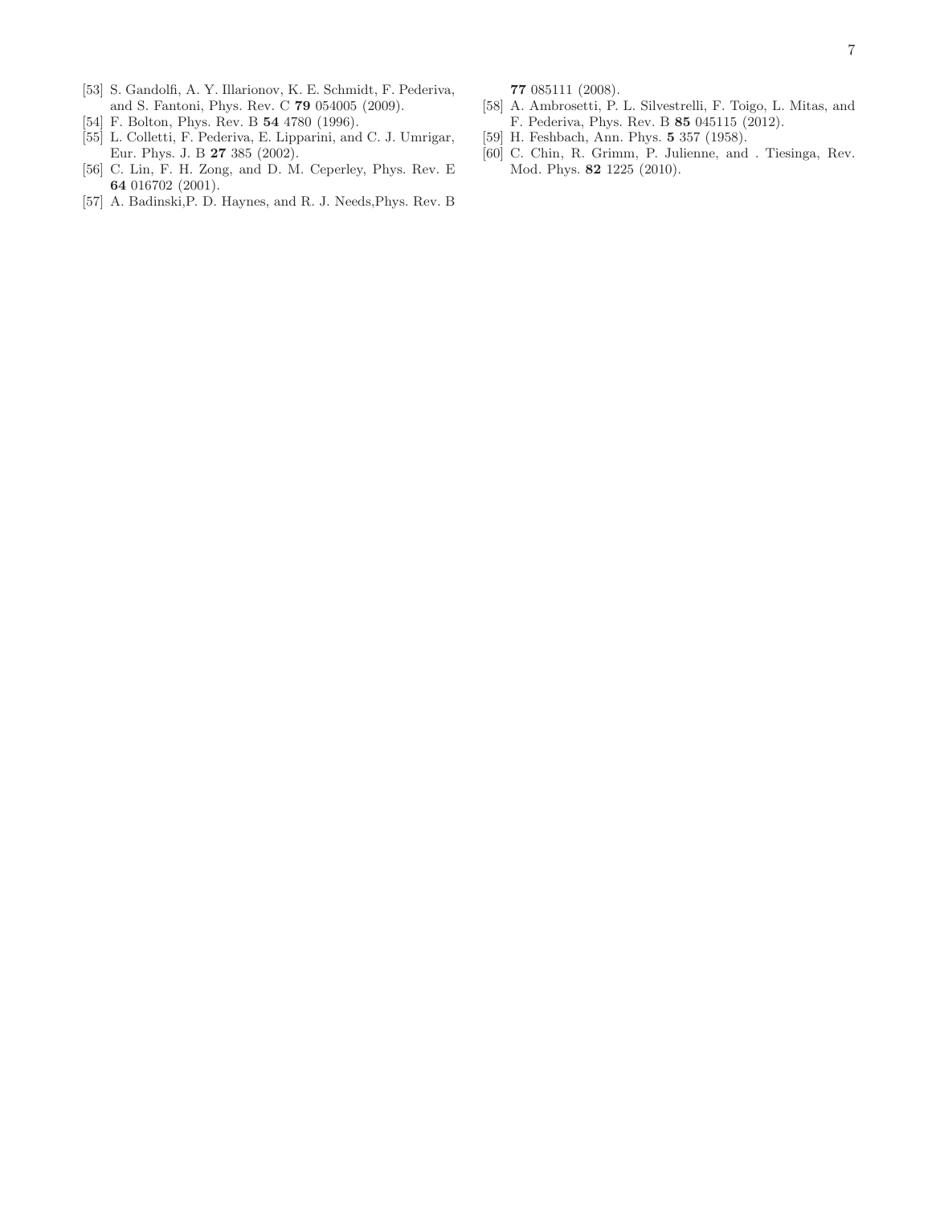[53] S. Gandolfi, A. Y. Illarionov, K. E. Schmidt, F. Pederiva, and S. Fantoni, Phys. Rev. C **79** 054005 (2009).

[54] F. Bolton, Phys. Rev. B **54** 4780 (1996).

[55] L. Colletti, F. Pederiva, E. Lipparini, and C. J. Umrigar, Eur. Phys. J. B **27** 385 (2002).

[56] C. Lin, F. H. Zong, and D. M. Ceperley, Phys. Rev. E **64** 016702 (2001).

[57] A. Badinski,P. D. Haynes, and R. J. Needs,Phys. Rev. B **77** 085111 (2008).

[58] A. Ambrosetti, P. L. Silvestrelli, F. Toigo, L. Mitas, and F. Pederiva, Phys. Rev. B **85** 045115 (2012).

[59] H. Feshbach, Ann. Phys. **5** 357 (1958).

[60] C. Chin, R. Grimm, P. Julienne, and . Tiesinga, Rev. Mod. Phys. **82** 1225 (2010).